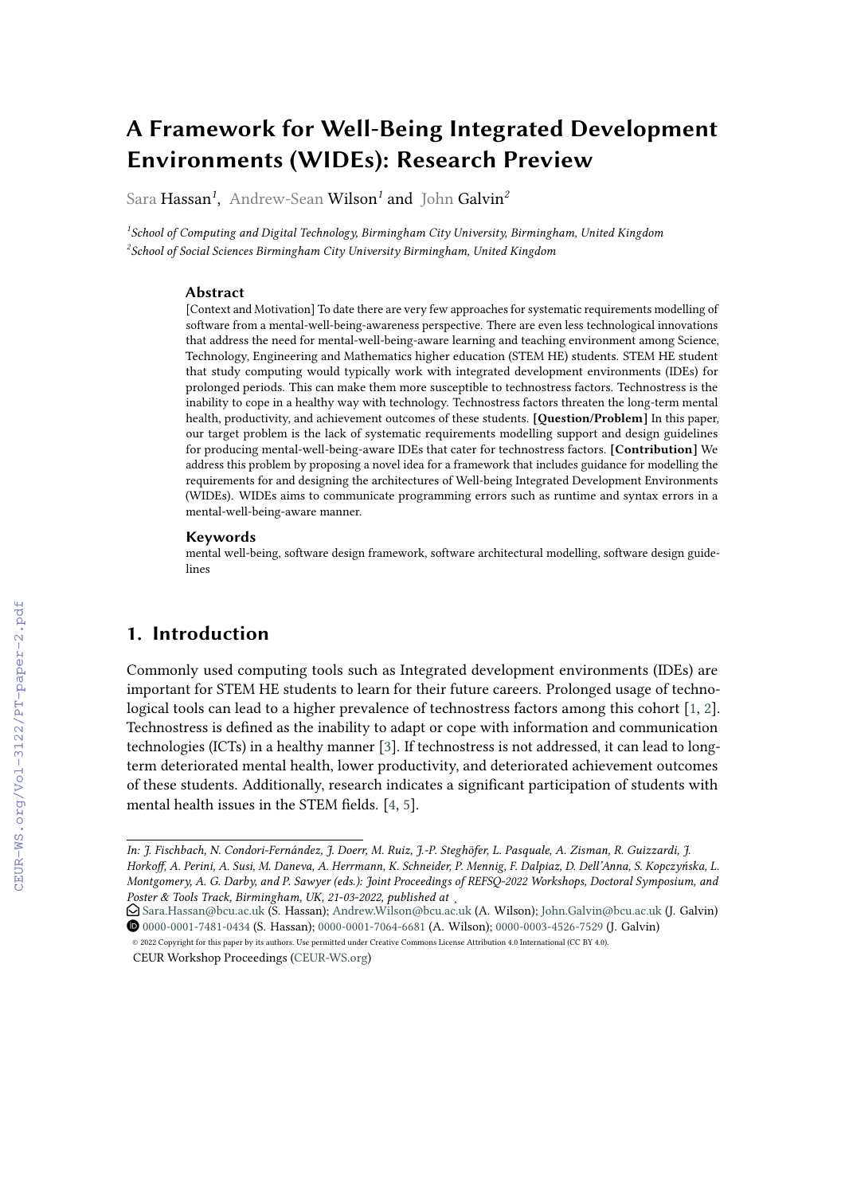# A Framework for Well-Being Integrated Development Environments (WIDEs): Research Preview

Sara Hassan[1], Andrew-Sean Wilson[1] and John Galvin[2]

[1]School of Computing and Digital Technology, Birmingham City University, Birmingham, United Kingdom
[2]School of Social Sciences Birmingham City University Birmingham, United Kingdom

### Abstract

[Context and Motivation] To date there are very few approaches for systematic requirements modelling of software from a mental-well-being-awareness perspective. There are even less technological innovations that address the need for mental-well-being-aware learning and teaching environment among Science, Technology, Engineering and Mathematics higher education (STEM HE) students. STEM HE student that study computing would typically work with integrated development environments (IDEs) for prolonged periods. This can make them more susceptible to technostress factors. Technostress is the inability to cope in a healthy way with technology. Technostress factors threaten the long-term mental health, productivity, and achievement outcomes of these students. **[Question/Problem]** In this paper, our target problem is the lack of systematic requirements modelling support and design guidelines for producing mental-well-being-aware IDEs that cater for technostress factors. **[Contribution]** We address this problem by proposing a novel idea for a framework that includes guidance for modelling the requirements for and designing the architectures of Well-being Integrated Development Environments (WIDEs). WIDEs aims to communicate programming errors such as runtime and syntax errors in a mental-well-being-aware manner.

### Keywords

mental well-being, software design framework, software architectural modelling, software design guidelines

## 1. Introduction

Commonly used computing tools such as Integrated development environments (IDEs) are important for STEM HE students to learn for their future careers. Prolonged usage of technological tools can lead to a higher prevalence of technostress factors among this cohort [1, 2]. Technostress is defined as the inability to adapt or cope with information and communication technologies (ICTs) in a healthy manner [3]. If technostress is not addressed, it can lead to long-term deteriorated mental health, lower productivity, and deteriorated achievement outcomes of these students. Additionally, research indicates a significant participation of students with mental health issues in the STEM fields. [4, 5].

---

*In: J. Fischbach, N. Condori-Fernández, J. Doerr, M. Ruiz, J.-P. Steghöfer, L. Pasquale, A. Zisman, R. Guizzardi, J. Horkoff, A. Perini, A. Susi, M. Daneva, A. Herrmann, K. Schneider, P. Mennig, F. Dalpiaz, D. Dell'Anna, S. Kopczyńska, L. Montgomery, A. G. Darby, and P. Sawyer (eds.): Joint Proceedings of REFSQ-2022 Workshops, Doctoral Symposium, and Poster & Tools Track, Birmingham, UK, 21-03-2022, published at*

Sara.Hassan@bcu.ac.uk (S. Hassan); Andrew.Wilson@bcu.ac.uk (A. Wilson); John.Galvin@bcu.ac.uk (J. Galvin)
0000-0001-7481-0434 (S. Hassan); 0000-0001-7064-6681 (A. Wilson); 0000-0003-4526-7529 (J. Galvin)

© 2022 Copyright for this paper by its authors. Use permitted under Creative Commons License Attribution 4.0 International (CC BY 4.0).
CEUR Workshop Proceedings (CEUR-WS.org)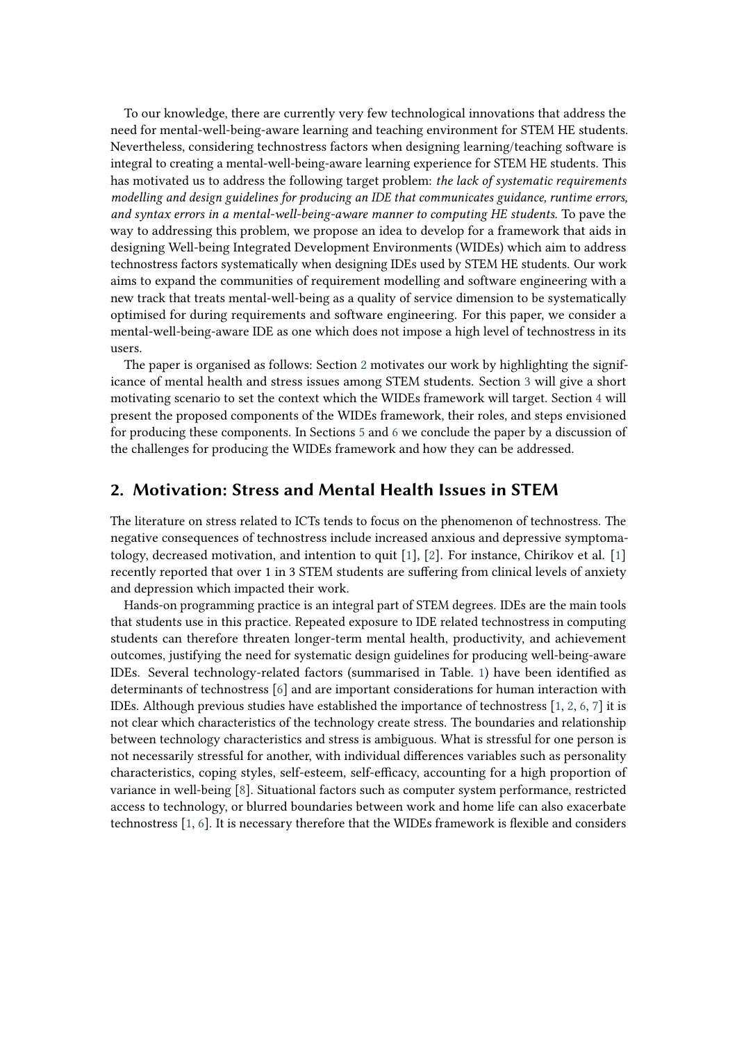To our knowledge, there are currently very few technological innovations that address the need for mental-well-being-aware learning and teaching environment for STEM HE students. Nevertheless, considering technostress factors when designing learning/teaching software is integral to creating a mental-well-being-aware learning experience for STEM HE students. This has motivated us to address the following target problem: *the lack of systematic requirements modelling and design guidelines for producing an IDE that communicates guidance, runtime errors, and syntax errors in a mental-well-being-aware manner to computing HE students.* To pave the way to addressing this problem, we propose an idea to develop for a framework that aids in designing Well-being Integrated Development Environments (WIDEs) which aim to address technostress factors systematically when designing IDEs used by STEM HE students. Our work aims to expand the communities of requirement modelling and software engineering with a new track that treats mental-well-being as a quality of service dimension to be systematically optimised for during requirements and software engineering. For this paper, we consider a mental-well-being-aware IDE as one which does not impose a high level of technostress in its users.

The paper is organised as follows: Section 2 motivates our work by highlighting the significance of mental health and stress issues among STEM students. Section 3 will give a short motivating scenario to set the context which the WIDEs framework will target. Section 4 will present the proposed components of the WIDEs framework, their roles, and steps envisioned for producing these components. In Sections 5 and 6 we conclude the paper by a discussion of the challenges for producing the WIDEs framework and how they can be addressed.

## 2. Motivation: Stress and Mental Health Issues in STEM

The literature on stress related to ICTs tends to focus on the phenomenon of technostress. The negative consequences of technostress include increased anxious and depressive symptomatology, decreased motivation, and intention to quit [1], [2]. For instance, Chirikov et al. [1] recently reported that over 1 in 3 STEM students are suffering from clinical levels of anxiety and depression which impacted their work.

Hands-on programming practice is an integral part of STEM degrees. IDEs are the main tools that students use in this practice. Repeated exposure to IDE related technostress in computing students can therefore threaten longer-term mental health, productivity, and achievement outcomes, justifying the need for systematic design guidelines for producing well-being-aware IDEs. Several technology-related factors (summarised in Table. 1) have been identified as determinants of technostress [6] and are important considerations for human interaction with IDEs. Although previous studies have established the importance of technostress [1, 2, 6, 7] it is not clear which characteristics of the technology create stress. The boundaries and relationship between technology characteristics and stress is ambiguous. What is stressful for one person is not necessarily stressful for another, with individual differences variables such as personality characteristics, coping styles, self-esteem, self-efficacy, accounting for a high proportion of variance in well-being [8]. Situational factors such as computer system performance, restricted access to technology, or blurred boundaries between work and home life can also exacerbate technostress [1, 6]. It is necessary therefore that the WIDEs framework is flexible and considers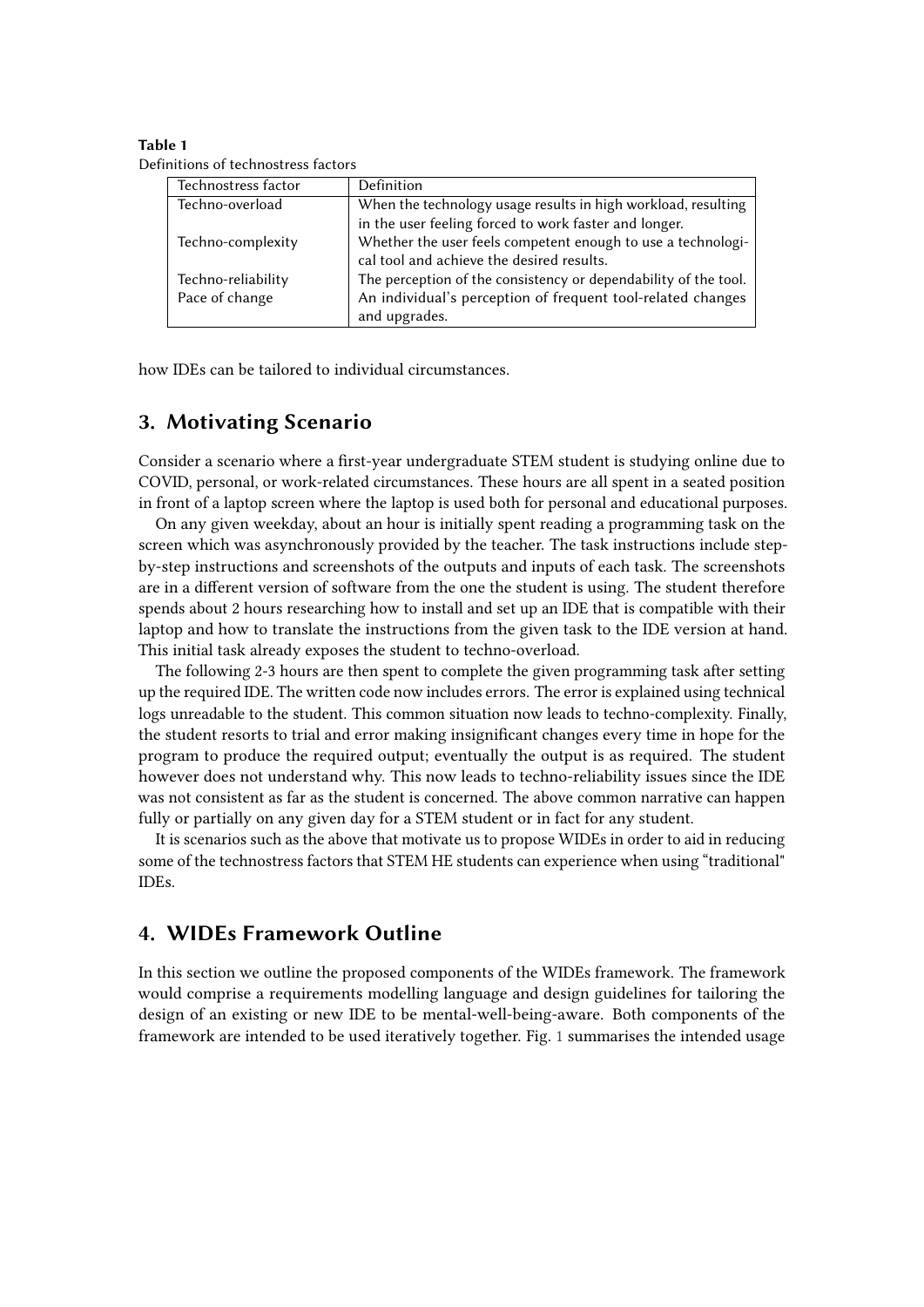**Table 1**
Definitions of technostress factors

| Technostress factor | Definition |
|---|---|
| Techno-overload | When the technology usage results in high workload, resulting in the user feeling forced to work faster and longer. |
| Techno-complexity | Whether the user feels competent enough to use a technological tool and achieve the desired results. |
| Techno-reliability | The perception of the consistency or dependability of the tool. |
| Pace of change | An individual's perception of frequent tool-related changes and upgrades. |

how IDEs can be tailored to individual circumstances.

## 3. Motivating Scenario

Consider a scenario where a first-year undergraduate STEM student is studying online due to COVID, personal, or work-related circumstances. These hours are all spent in a seated position in front of a laptop screen where the laptop is used both for personal and educational purposes.

On any given weekday, about an hour is initially spent reading a programming task on the screen which was asynchronously provided by the teacher. The task instructions include step-by-step instructions and screenshots of the outputs and inputs of each task. The screenshots are in a different version of software from the one the student is using. The student therefore spends about 2 hours researching how to install and set up an IDE that is compatible with their laptop and how to translate the instructions from the given task to the IDE version at hand. This initial task already exposes the student to techno-overload.

The following 2-3 hours are then spent to complete the given programming task after setting up the required IDE. The written code now includes errors. The error is explained using technical logs unreadable to the student. This common situation now leads to techno-complexity. Finally, the student resorts to trial and error making insignificant changes every time in hope for the program to produce the required output; eventually the output is as required. The student however does not understand why. This now leads to techno-reliability issues since the IDE was not consistent as far as the student is concerned. The above common narrative can happen fully or partially on any given day for a STEM student or in fact for any student.

It is scenarios such as the above that motivate us to propose WIDEs in order to aid in reducing some of the technostress factors that STEM HE students can experience when using "traditional" IDEs.

## 4. WIDEs Framework Outline

In this section we outline the proposed components of the WIDEs framework. The framework would comprise a requirements modelling language and design guidelines for tailoring the design of an existing or new IDE to be mental-well-being-aware. Both components of the framework are intended to be used iteratively together. Fig. 1 summarises the intended usage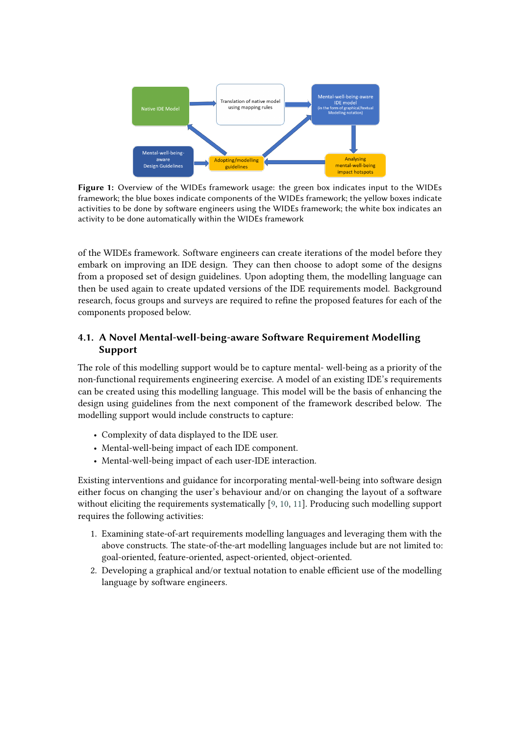**Figure 1:** Overview of the WIDEs framework usage: the green box indicates input to the WIDEs framework; the blue boxes indicate components of the WIDEs framework; the yellow boxes indicate activities to be done by software engineers using the WIDEs framework; the white box indicates an activity to be done automatically within the WIDEs framework

of the WIDEs framework. Software engineers can create iterations of the model before they embark on improving an IDE design. They can then choose to adopt some of the designs from a proposed set of design guidelines. Upon adopting them, the modelling language can then be used again to create updated versions of the IDE requirements model. Background research, focus groups and surveys are required to refine the proposed features for each of the components proposed below.

### 4.1. A Novel Mental-well-being-aware Software Requirement Modelling Support

The role of this modelling support would be to capture mental- well-being as a priority of the non-functional requirements engineering exercise. A model of an existing IDE's requirements can be created using this modelling language. This model will be the basis of enhancing the design using guidelines from the next component of the framework described below. The modelling support would include constructs to capture:

- Complexity of data displayed to the IDE user.
- Mental-well-being impact of each IDE component.
- Mental-well-being impact of each user-IDE interaction.

Existing interventions and guidance for incorporating mental-well-being into software design either focus on changing the user's behaviour and/or on changing the layout of a software without eliciting the requirements systematically [9, 10, 11]. Producing such modelling support requires the following activities:

1. Examining state-of-art requirements modelling languages and leveraging them with the above constructs. The state-of-the-art modelling languages include but are not limited to: goal-oriented, feature-oriented, aspect-oriented, object-oriented.
2. Developing a graphical and/or textual notation to enable efficient use of the modelling language by software engineers.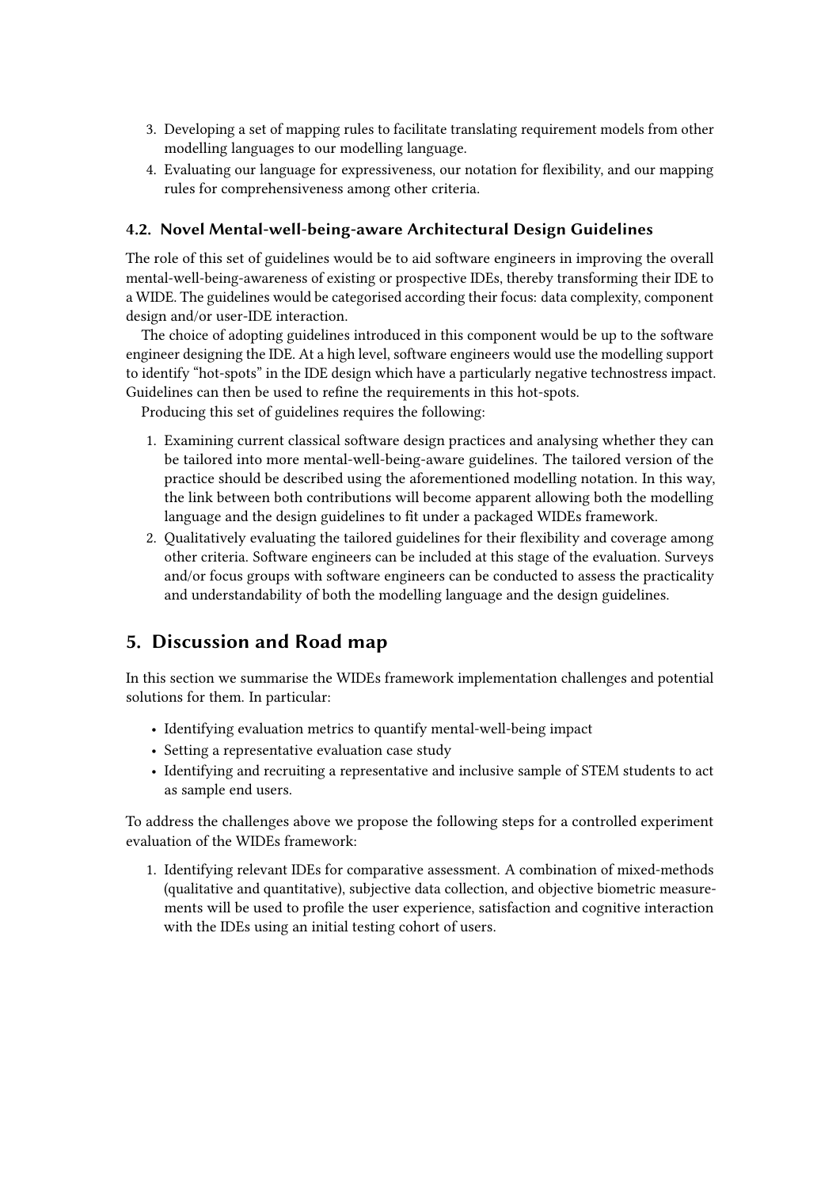3. Developing a set of mapping rules to facilitate translating requirement models from other modelling languages to our modelling language.
4. Evaluating our language for expressiveness, our notation for flexibility, and our mapping rules for comprehensiveness among other criteria.

### 4.2. Novel Mental-well-being-aware Architectural Design Guidelines

The role of this set of guidelines would be to aid software engineers in improving the overall mental-well-being-awareness of existing or prospective IDEs, thereby transforming their IDE to a WIDE. The guidelines would be categorised according their focus: data complexity, component design and/or user-IDE interaction.

The choice of adopting guidelines introduced in this component would be up to the software engineer designing the IDE. At a high level, software engineers would use the modelling support to identify "hot-spots" in the IDE design which have a particularly negative technostress impact. Guidelines can then be used to refine the requirements in this hot-spots.

Producing this set of guidelines requires the following:

1. Examining current classical software design practices and analysing whether they can be tailored into more mental-well-being-aware guidelines. The tailored version of the practice should be described using the aforementioned modelling notation. In this way, the link between both contributions will become apparent allowing both the modelling language and the design guidelines to fit under a packaged WIDEs framework.
2. Qualitatively evaluating the tailored guidelines for their flexibility and coverage among other criteria. Software engineers can be included at this stage of the evaluation. Surveys and/or focus groups with software engineers can be conducted to assess the practicality and understandability of both the modelling language and the design guidelines.

## 5. Discussion and Road map

In this section we summarise the WIDEs framework implementation challenges and potential solutions for them. In particular:

- Identifying evaluation metrics to quantify mental-well-being impact
- Setting a representative evaluation case study
- Identifying and recruiting a representative and inclusive sample of STEM students to act as sample end users.

To address the challenges above we propose the following steps for a controlled experiment evaluation of the WIDEs framework:

1. Identifying relevant IDEs for comparative assessment. A combination of mixed-methods (qualitative and quantitative), subjective data collection, and objective biometric measurements will be used to profile the user experience, satisfaction and cognitive interaction with the IDEs using an initial testing cohort of users.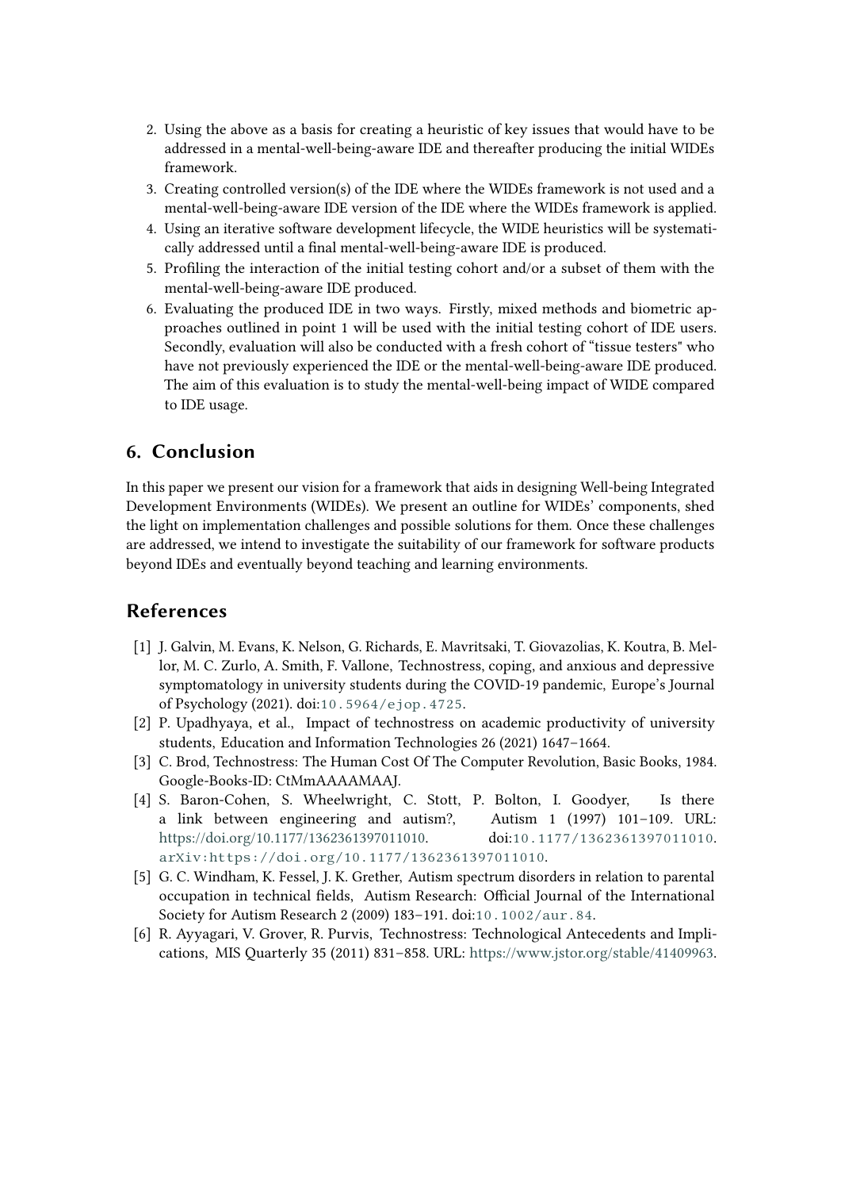2. Using the above as a basis for creating a heuristic of key issues that would have to be addressed in a mental-well-being-aware IDE and thereafter producing the initial WIDEs framework.
3. Creating controlled version(s) of the IDE where the WIDEs framework is not used and a mental-well-being-aware IDE version of the IDE where the WIDEs framework is applied.
4. Using an iterative software development lifecycle, the WIDE heuristics will be systematically addressed until a final mental-well-being-aware IDE is produced.
5. Profiling the interaction of the initial testing cohort and/or a subset of them with the mental-well-being-aware IDE produced.
6. Evaluating the produced IDE in two ways. Firstly, mixed methods and biometric approaches outlined in point 1 will be used with the initial testing cohort of IDE users. Secondly, evaluation will also be conducted with a fresh cohort of "tissue testers" who have not previously experienced the IDE or the mental-well-being-aware IDE produced. The aim of this evaluation is to study the mental-well-being impact of WIDE compared to IDE usage.

## 6. Conclusion

In this paper we present our vision for a framework that aids in designing Well-being Integrated Development Environments (WIDEs). We present an outline for WIDEs' components, shed the light on implementation challenges and possible solutions for them. Once these challenges are addressed, we intend to investigate the suitability of our framework for software products beyond IDEs and eventually beyond teaching and learning environments.

## References

[1] J. Galvin, M. Evans, K. Nelson, G. Richards, E. Mavritsaki, T. Giovazolias, K. Koutra, B. Mellor, M. C. Zurlo, A. Smith, F. Vallone, Technostress, coping, and anxious and depressive symptomatology in university students during the COVID-19 pandemic, Europe's Journal of Psychology (2021). doi:10.5964/ejop.4725.

[2] P. Upadhyaya, et al., Impact of technostress on academic productivity of university students, Education and Information Technologies 26 (2021) 1647–1664.

[3] C. Brod, Technostress: The Human Cost Of The Computer Revolution, Basic Books, 1984. Google-Books-ID: CtMmAAAAMAAJ.

[4] S. Baron-Cohen, S. Wheelwright, C. Stott, P. Bolton, I. Goodyer, Is there a link between engineering and autism?, Autism 1 (1997) 101–109. URL: https://doi.org/10.1177/1362361397011010. doi:10.1177/1362361397011010. arXiv:https://doi.org/10.1177/1362361397011010.

[5] G. C. Windham, K. Fessel, J. K. Grether, Autism spectrum disorders in relation to parental occupation in technical fields, Autism Research: Official Journal of the International Society for Autism Research 2 (2009) 183–191. doi:10.1002/aur.84.

[6] R. Ayyagari, V. Grover, R. Purvis, Technostress: Technological Antecedents and Implications, MIS Quarterly 35 (2011) 831–858. URL: https://www.jstor.org/stable/41409963.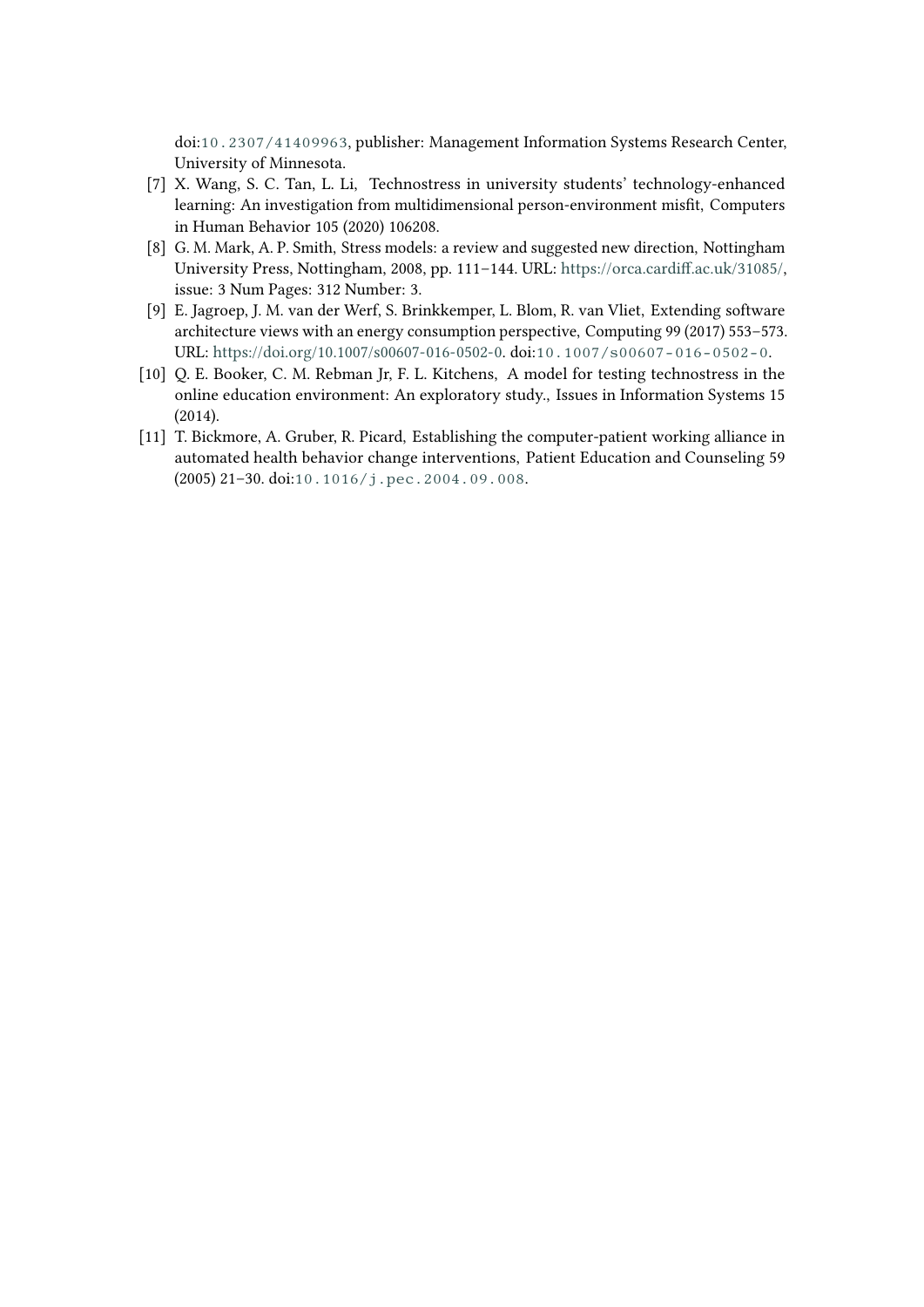doi:10.2307/41409963, publisher: Management Information Systems Research Center, University of Minnesota.

[7] X. Wang, S. C. Tan, L. Li, Technostress in university students' technology-enhanced learning: An investigation from multidimensional person-environment misfit, Computers in Human Behavior 105 (2020) 106208.

[8] G. M. Mark, A. P. Smith, Stress models: a review and suggested new direction, Nottingham University Press, Nottingham, 2008, pp. 111–144. URL: https://orca.cardiff.ac.uk/31085/, issue: 3 Num Pages: 312 Number: 3.

[9] E. Jagroep, J. M. van der Werf, S. Brinkkemper, L. Blom, R. van Vliet, Extending software architecture views with an energy consumption perspective, Computing 99 (2017) 553–573. URL: https://doi.org/10.1007/s00607-016-0502-0. doi:10.1007/s00607-016-0502-0.

[10] Q. E. Booker, C. M. Rebman Jr, F. L. Kitchens, A model for testing technostress in the online education environment: An exploratory study., Issues in Information Systems 15 (2014).

[11] T. Bickmore, A. Gruber, R. Picard, Establishing the computer-patient working alliance in automated health behavior change interventions, Patient Education and Counseling 59 (2005) 21–30. doi:10.1016/j.pec.2004.09.008.